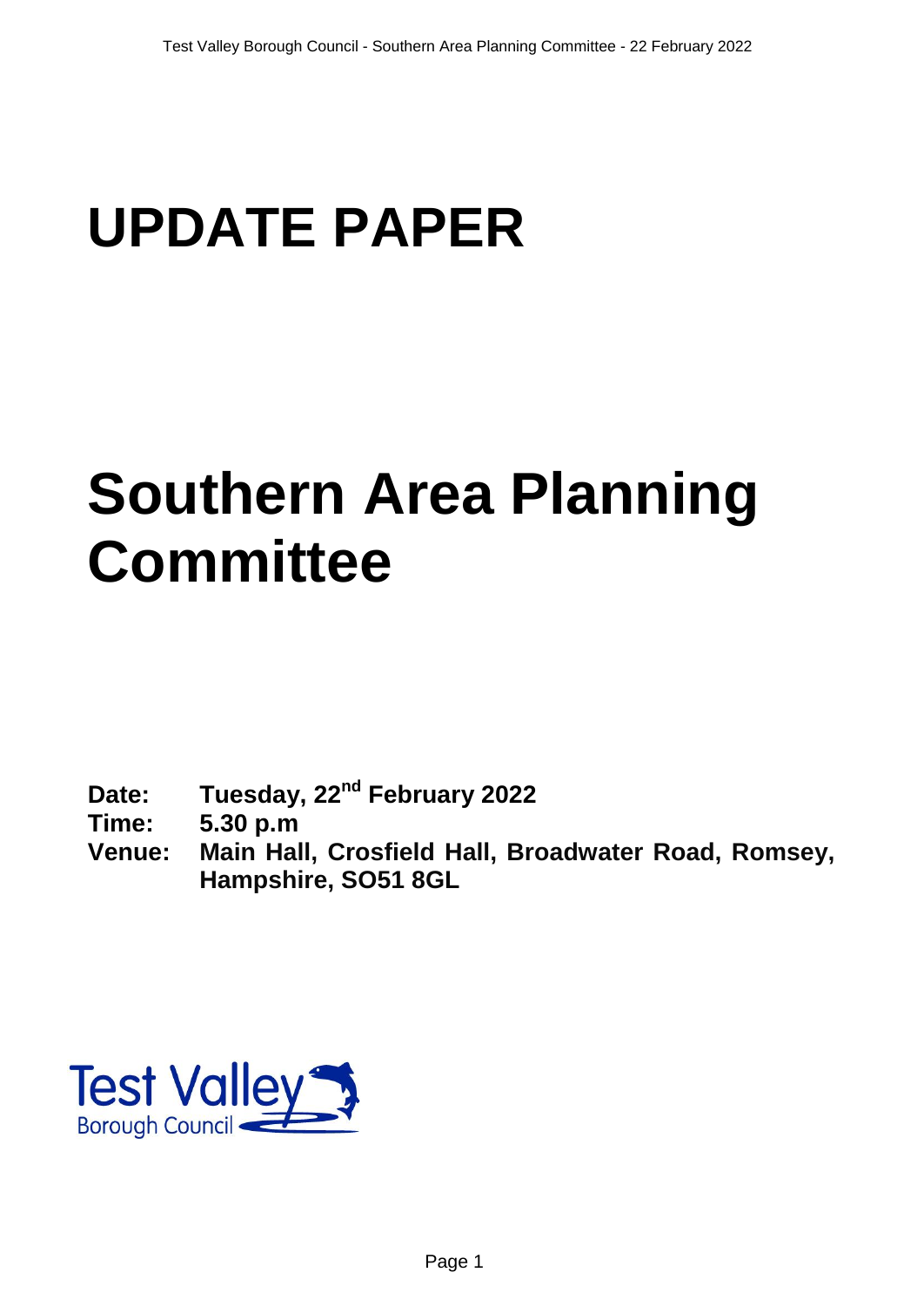# UPDATE PAPER

# Southern Area Planning Committee

**Date:** Tuesday, 22nd February 2022
**Time:** 5.30 p.m
**Venue:** Main Hall, Crosfield Hall, Broadwater Road, Romsey, Hampshire, SO51 8GL

Test Valley Borough Council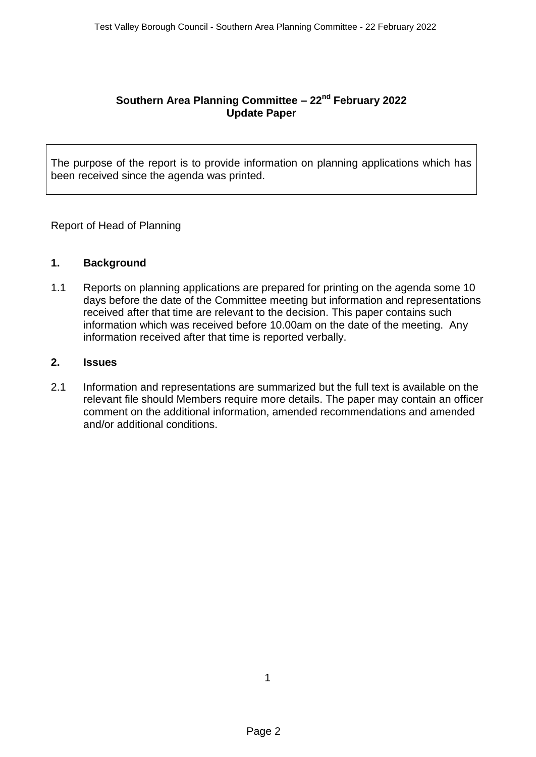# Southern Area Planning Committee – 22nd February 2022
## Update Paper

The purpose of the report is to provide information on planning applications which has been received since the agenda was printed.

Report of Head of Planning

## 1. Background

1.1 Reports on planning applications are prepared for printing on the agenda some 10 days before the date of the Committee meeting but information and representations received after that time are relevant to the decision. This paper contains such information which was received before 10.00am on the date of the meeting. Any information received after that time is reported verbally.

## 2. Issues

2.1 Information and representations are summarized but the full text is available on the relevant file should Members require more details. The paper may contain an officer comment on the additional information, amended recommendations and amended and/or additional conditions.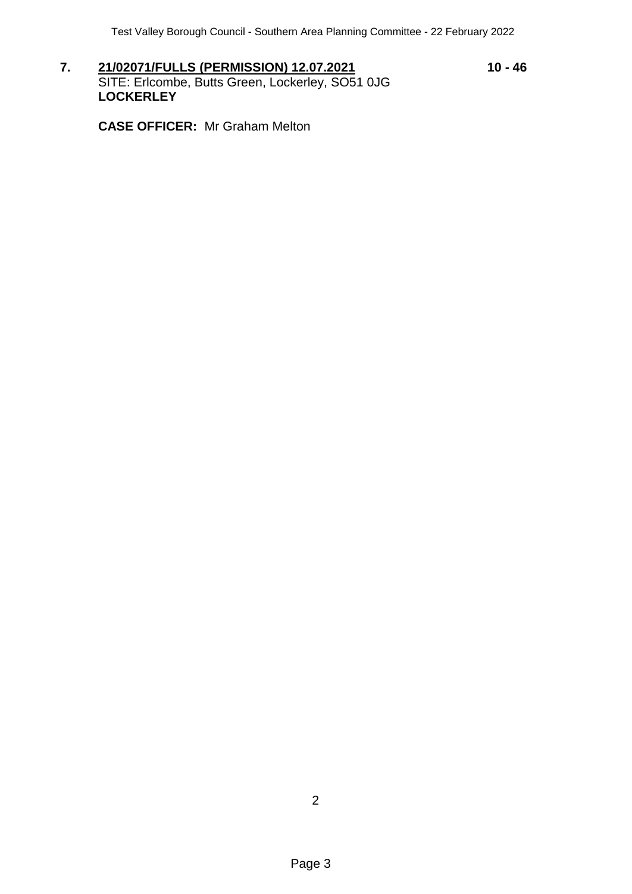**7.** **21/02071/FULLS (PERMISSION) 12.07.2021** **10 - 46**
SITE: Erlcombe, Butts Green, Lockerley, SO51 0JG
**LOCKERLEY**

**CASE OFFICER:** Mr Graham Melton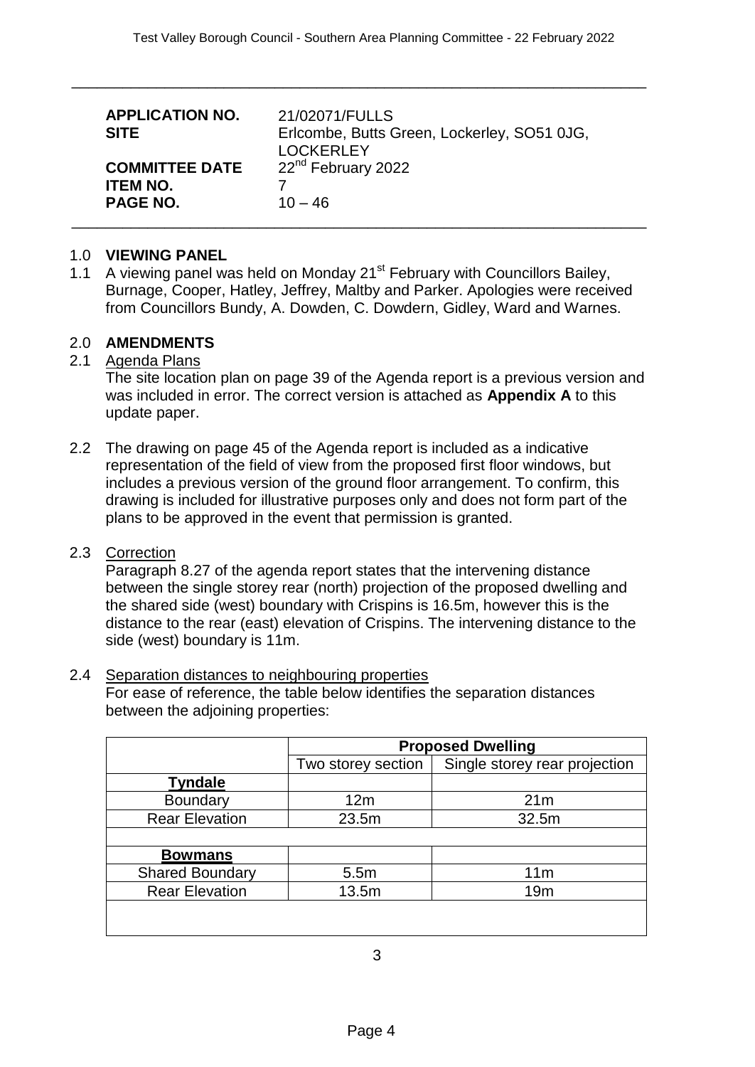| | |
|---|---|
| **APPLICATION NO.** | 21/02071/FULLS |
| **SITE** | Erlcombe, Butts Green, Lockerley, SO51 0JG, LOCKERLEY |
| **COMMITTEE DATE** | 22nd February 2022 |
| **ITEM NO.** | 7 |
| **PAGE NO.** | 10 – 46 |

## 1.0 VIEWING PANEL

1.1 A viewing panel was held on Monday 21st February with Councillors Bailey, Burnage, Cooper, Hatley, Jeffrey, Maltby and Parker. Apologies were received from Councillors Bundy, A. Dowden, C. Dowdern, Gidley, Ward and Warnes.

## 2.0 AMENDMENTS

2.1 Agenda Plans

The site location plan on page 39 of the Agenda report is a previous version and was included in error. The correct version is attached as **Appendix A** to this update paper.

2.2 The drawing on page 45 of the Agenda report is included as a indicative representation of the field of view from the proposed first floor windows, but includes a previous version of the ground floor arrangement. To confirm, this drawing is included for illustrative purposes only and does not form part of the plans to be approved in the event that permission is granted.

2.3 Correction

Paragraph 8.27 of the agenda report states that the intervening distance between the single storey rear (north) projection of the proposed dwelling and the shared side (west) boundary with Crispins is 16.5m, however this is the distance to the rear (east) elevation of Crispins. The intervening distance to the side (west) boundary is 11m.

2.4 Separation distances to neighbouring properties

For ease of reference, the table below identifies the separation distances between the adjoining properties:

| | **Proposed Dwelling** | |
|---|---|---|
| | Two storey section | Single storey rear projection |
| **Tyndale** | | |
| Boundary | 12m | 21m |
| Rear Elevation | 23.5m | 32.5m |
| | | |
| **Bowmans** | | |
| Shared Boundary | 5.5m | 11m |
| Rear Elevation | 13.5m | 19m |
| | | |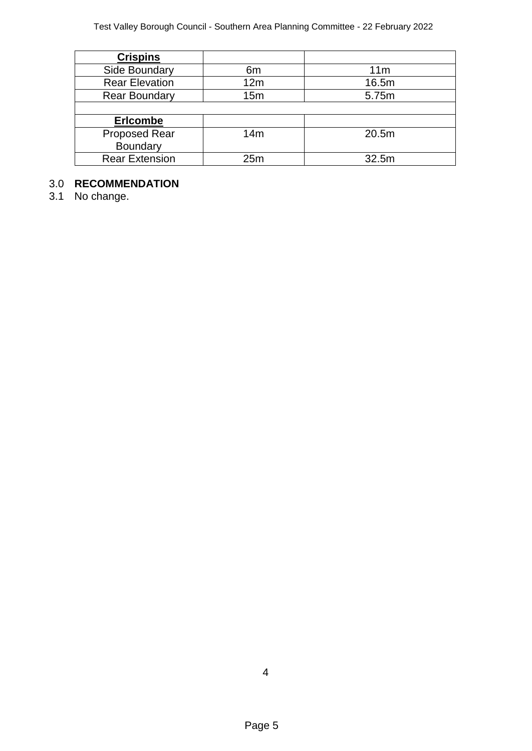| **Crispins** | | |
|---|---|---|
| Side Boundary | 6m | 11m |
| Rear Elevation | 12m | 16.5m |
| Rear Boundary | 15m | 5.75m |
| | | |
| **Erlcombe** | | |
| Proposed Rear Boundary | 14m | 20.5m |
| Rear Extension | 25m | 32.5m |

3.0 **RECOMMENDATION**

3.1 No change.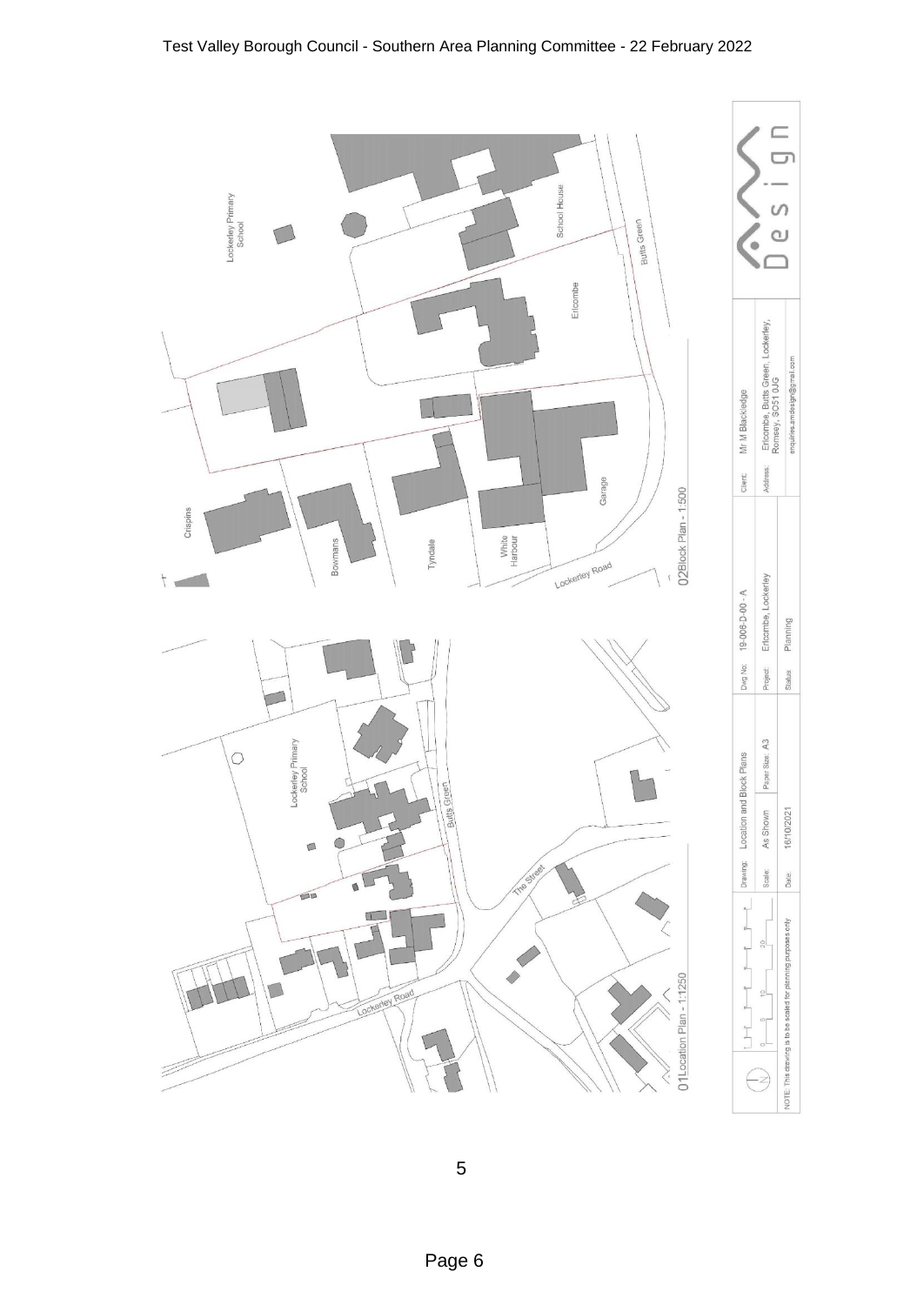Lockerley Primary School

School House

Butts Green

Ericombe

Crispins

Bowmans

Tyndale

White Harbour

Garage

Lockerley Road

02Block Plan - 1:500

Lockerley Primary School

Butts Green

The Street

Lockerley Road

01Location Plan - 1:1250

0 5 10 20

NOTE: This drawing is to be scaled for planning purposes only

| | | | | | |
|---|---|---|---|---|---|
| Drawing: | Location and Block Plans | | Dwg No: | 19-006-D-00 - A | Client: Mr M Blackledge |
| Scale: | As Shown | Paper Size: A3 | Project: | Ericombe, Lockerley | Address: Ericombe, Butts Green, Lockerley, Romsey, SO51 0JG |
| Date: | 16/10/2021 | | Status: | Planning | enquiries.amdesign@gmail.com |

Design